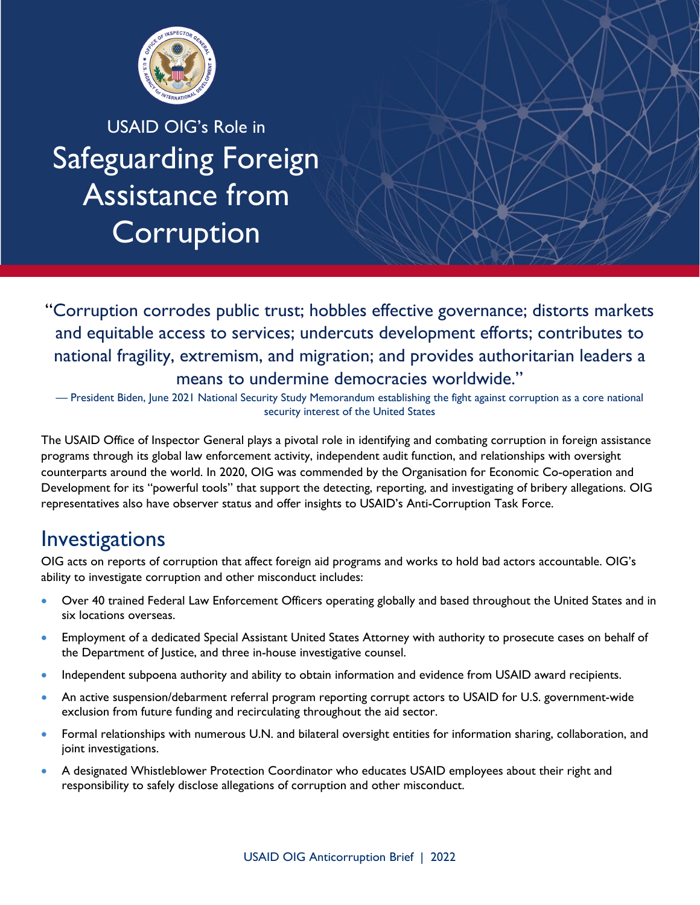USAID OIG's Role in

# Safeguarding Foreign Assistance from Corruption

"Corruption corrodes public trust; hobbles effective governance; distorts markets and equitable access to services; undercuts development efforts; contributes to national fragility, extremism, and migration; and provides authoritarian leaders a means to undermine democracies worldwide."

— President Biden, June 2021 National Security Study Memorandum establishing the fight against corruption as a core national security interest of the United States

The USAID Office of Inspector General plays a pivotal role in identifying and combating corruption in foreign assistance programs through its global law enforcement activity, independent audit function, and relationships with oversight counterparts around the world. In 2020, OIG was commended by the Organisation for Economic Co-operation and Development for its "powerful tools" that support the detecting, reporting, and investigating of bribery allegations. OIG representatives also have observer status and offer insights to USAID's Anti-Corruption Task Force.

## Investigations

OIG acts on reports of corruption that affect foreign aid programs and works to hold bad actors accountable. OIG's ability to investigate corruption and other misconduct includes:

- Over 40 trained Federal Law Enforcement Officers operating globally and based throughout the United States and in six locations overseas.
- Employment of a dedicated Special Assistant United States Attorney with authority to prosecute cases on behalf of the Department of Justice, and three in-house investigative counsel.
- Independent subpoena authority and ability to obtain information and evidence from USAID award recipients.
- An active suspension/debarment referral program reporting corrupt actors to USAID for U.S. government-wide exclusion from future funding and recirculating throughout the aid sector.
- Formal relationships with numerous U.N. and bilateral oversight entities for information sharing, collaboration, and joint investigations.
- A designated Whistleblower Protection Coordinator who educates USAID employees about their right and responsibility to safely disclose allegations of corruption and other misconduct.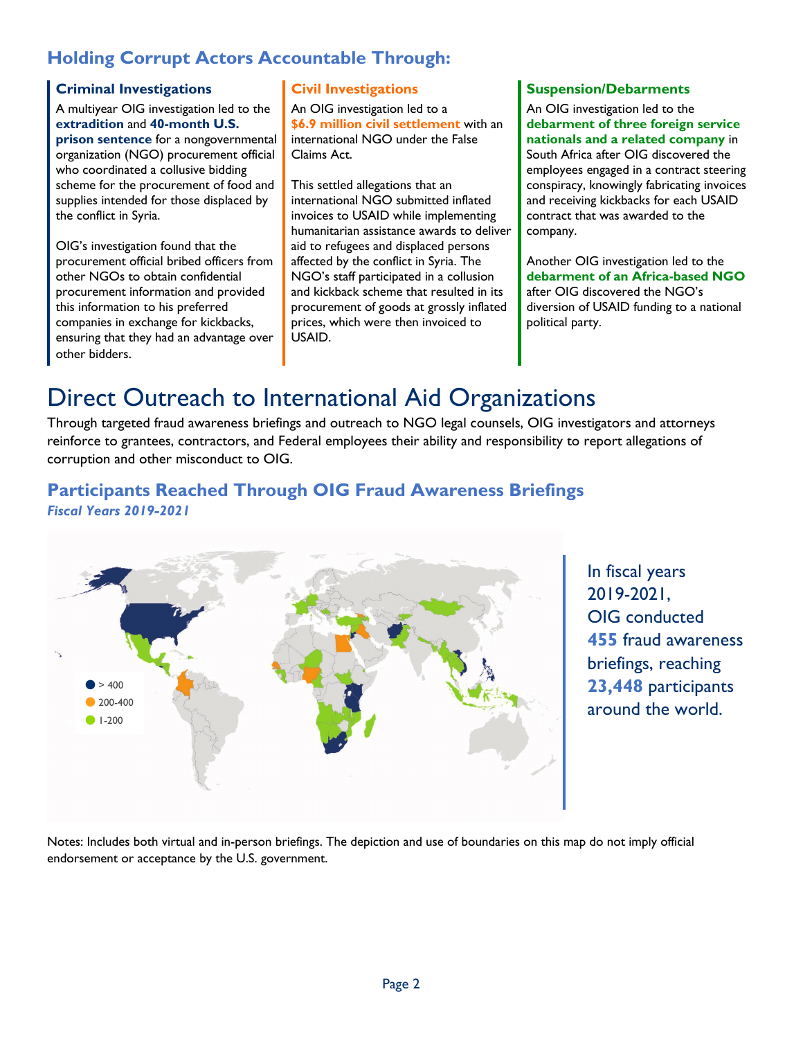## Holding Corrupt Actors Accountable Through:

### Criminal Investigations

A multiyear OIG investigation led to the **extradition** and **40-month U.S. prison sentence** for a nongovernmental organization (NGO) procurement official who coordinated a collusive bidding scheme for the procurement of food and supplies intended for those displaced by the conflict in Syria.

OIG's investigation found that the procurement official bribed officers from other NGOs to obtain confidential procurement information and provided this information to his preferred companies in exchange for kickbacks, ensuring that they had an advantage over other bidders.

### Civil Investigations

An OIG investigation led to a **$6.9 million civil settlement** with an international NGO under the False Claims Act.

This settled allegations that an international NGO submitted inflated invoices to USAID while implementing humanitarian assistance awards to deliver aid to refugees and displaced persons affected by the conflict in Syria. The NGO's staff participated in a collusion and kickback scheme that resulted in its procurement of goods at grossly inflated prices, which were then invoiced to USAID.

### Suspension/Debarments

An OIG investigation led to the **debarment of three foreign service nationals and a related company** in South Africa after OIG discovered the employees engaged in a contract steering conspiracy, knowingly fabricating invoices and receiving kickbacks for each USAID contract that was awarded to the company.

Another OIG investigation led to the **debarment of an Africa-based NGO** after OIG discovered the NGO's diversion of USAID funding to a national political party.

# Direct Outreach to International Aid Organizations

Through targeted fraud awareness briefings and outreach to NGO legal counsels, OIG investigators and attorneys reinforce to grantees, contractors, and Federal employees their ability and responsibility to report allegations of corruption and other misconduct to OIG.

## Participants Reached Through OIG Fraud Awareness Briefings

*Fiscal Years 2019-2021*

> 400
200-400
1-200

In fiscal years 2019-2021, OIG conducted **455** fraud awareness briefings, reaching **23,448** participants around the world.

Notes: Includes both virtual and in-person briefings. The depiction and use of boundaries on this map do not imply official endorsement or acceptance by the U.S. government.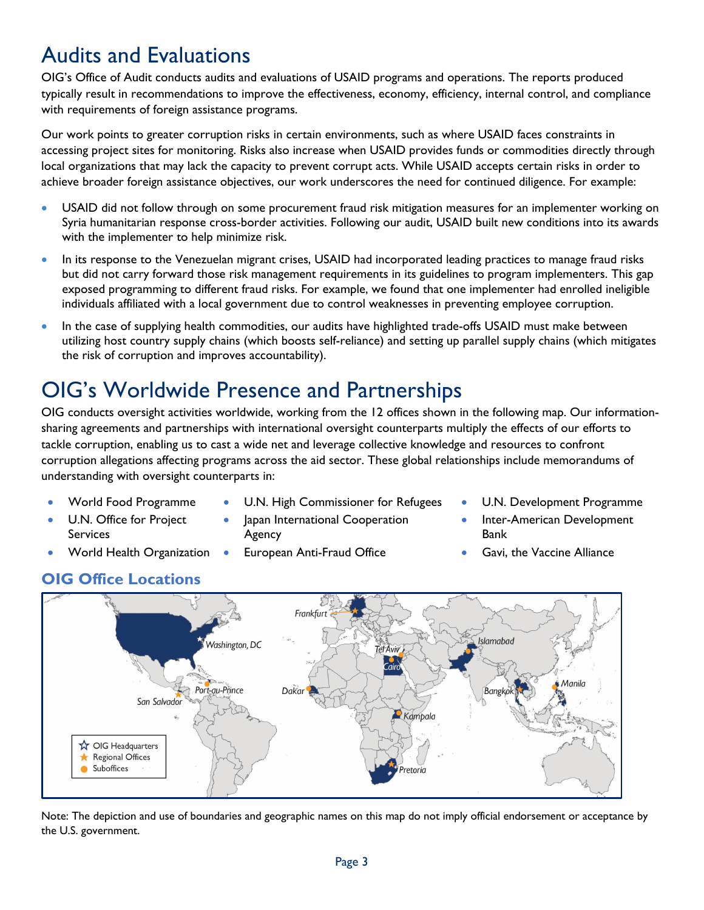# Audits and Evaluations

OIG's Office of Audit conducts audits and evaluations of USAID programs and operations. The reports produced typically result in recommendations to improve the effectiveness, economy, efficiency, internal control, and compliance with requirements of foreign assistance programs.

Our work points to greater corruption risks in certain environments, such as where USAID faces constraints in accessing project sites for monitoring. Risks also increase when USAID provides funds or commodities directly through local organizations that may lack the capacity to prevent corrupt acts. While USAID accepts certain risks in order to achieve broader foreign assistance objectives, our work underscores the need for continued diligence. For example:

- USAID did not follow through on some procurement fraud risk mitigation measures for an implementer working on Syria humanitarian response cross-border activities. Following our audit, USAID built new conditions into its awards with the implementer to help minimize risk.
- In its response to the Venezuelan migrant crises, USAID had incorporated leading practices to manage fraud risks but did not carry forward those risk management requirements in its guidelines to program implementers. This gap exposed programming to different fraud risks. For example, we found that one implementer had enrolled ineligible individuals affiliated with a local government due to control weaknesses in preventing employee corruption.
- In the case of supplying health commodities, our audits have highlighted trade-offs USAID must make between utilizing host country supply chains (which boosts self-reliance) and setting up parallel supply chains (which mitigates the risk of corruption and improves accountability).

# OIG's Worldwide Presence and Partnerships

OIG conducts oversight activities worldwide, working from the 12 offices shown in the following map. Our information-sharing agreements and partnerships with international oversight counterparts multiply the effects of our efforts to tackle corruption, enabling us to cast a wide net and leverage collective knowledge and resources to confront corruption allegations affecting programs across the aid sector. These global relationships include memorandums of understanding with oversight counterparts in:

- World Food Programme
- U.N. Office for Project Services
- World Health Organization
- U.N. High Commissioner for Refugees
- Japan International Cooperation Agency
- European Anti-Fraud Office
- U.N. Development Programme
- Inter-American Development Bank
- Gavi, the Vaccine Alliance

## OIG Office Locations

Frankfurt
Washington, DC
Tel Aviv
Cairo
Islamabad
Port-au-Prince
San Salvador
Dakar
Bangkok
Manila
Kampala
Pretoria

OIG Headquarters
Regional Offices
Suboffices

Note: The depiction and use of boundaries and geographic names on this map do not imply official endorsement or acceptance by the U.S. government.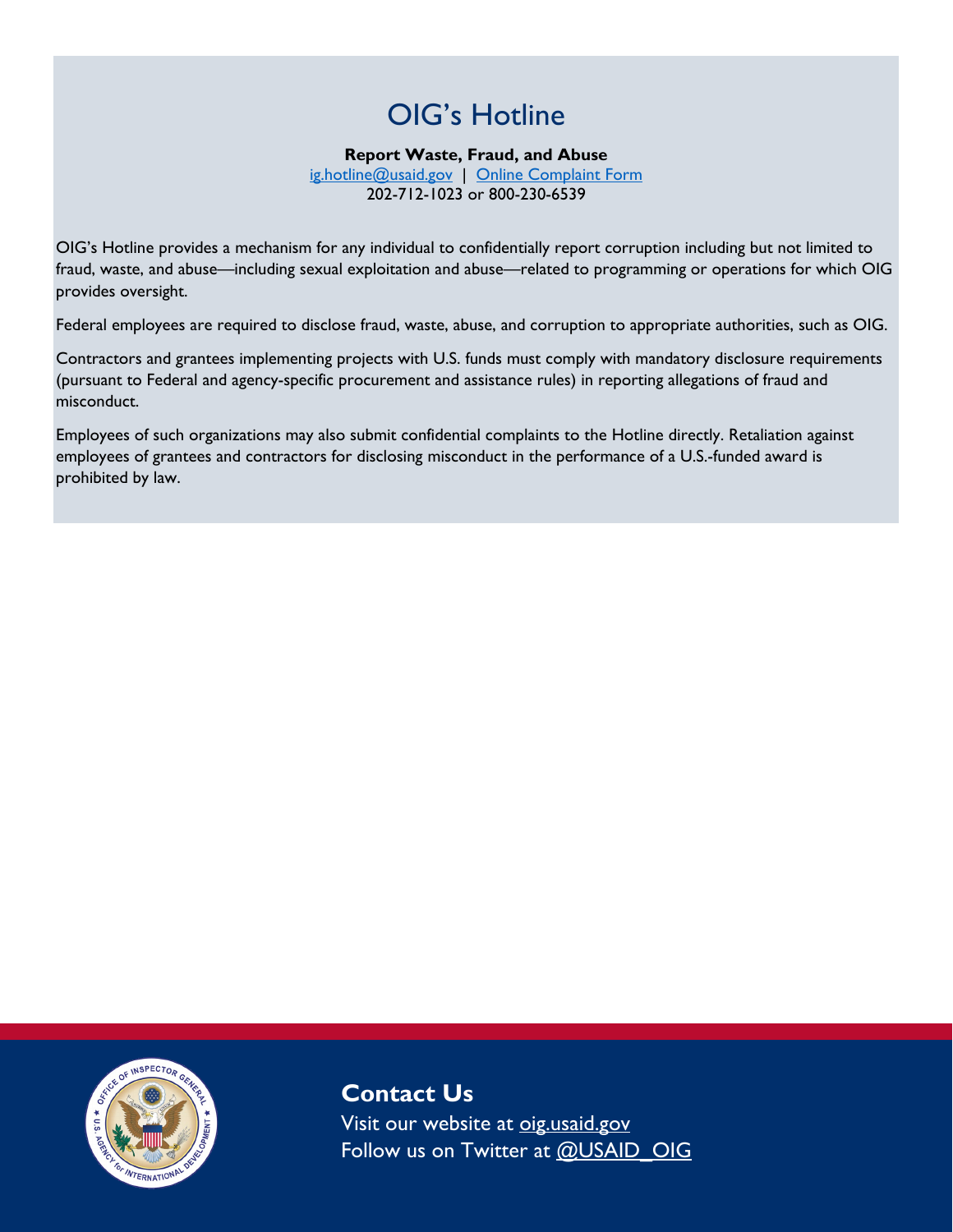# OIG's Hotline

**Report Waste, Fraud, and Abuse**
[ig.hotline@usaid.gov](mailto:ig.hotline@usaid.gov) | [Online Complaint Form](#)
202-712-1023 or 800-230-6539

OIG's Hotline provides a mechanism for any individual to confidentially report corruption including but not limited to fraud, waste, and abuse—including sexual exploitation and abuse—related to programming or operations for which OIG provides oversight.

Federal employees are required to disclose fraud, waste, abuse, and corruption to appropriate authorities, such as OIG.

Contractors and grantees implementing projects with U.S. funds must comply with mandatory disclosure requirements (pursuant to Federal and agency-specific procurement and assistance rules) in reporting allegations of fraud and misconduct.

Employees of such organizations may also submit confidential complaints to the Hotline directly. Retaliation against employees of grantees and contractors for disclosing misconduct in the performance of a U.S.-funded award is prohibited by law.

## Contact Us

Visit our website at [oig.usaid.gov](https://oig.usaid.gov)
Follow us on Twitter at [@USAID_OIG](https://twitter.com/USAID_OIG)